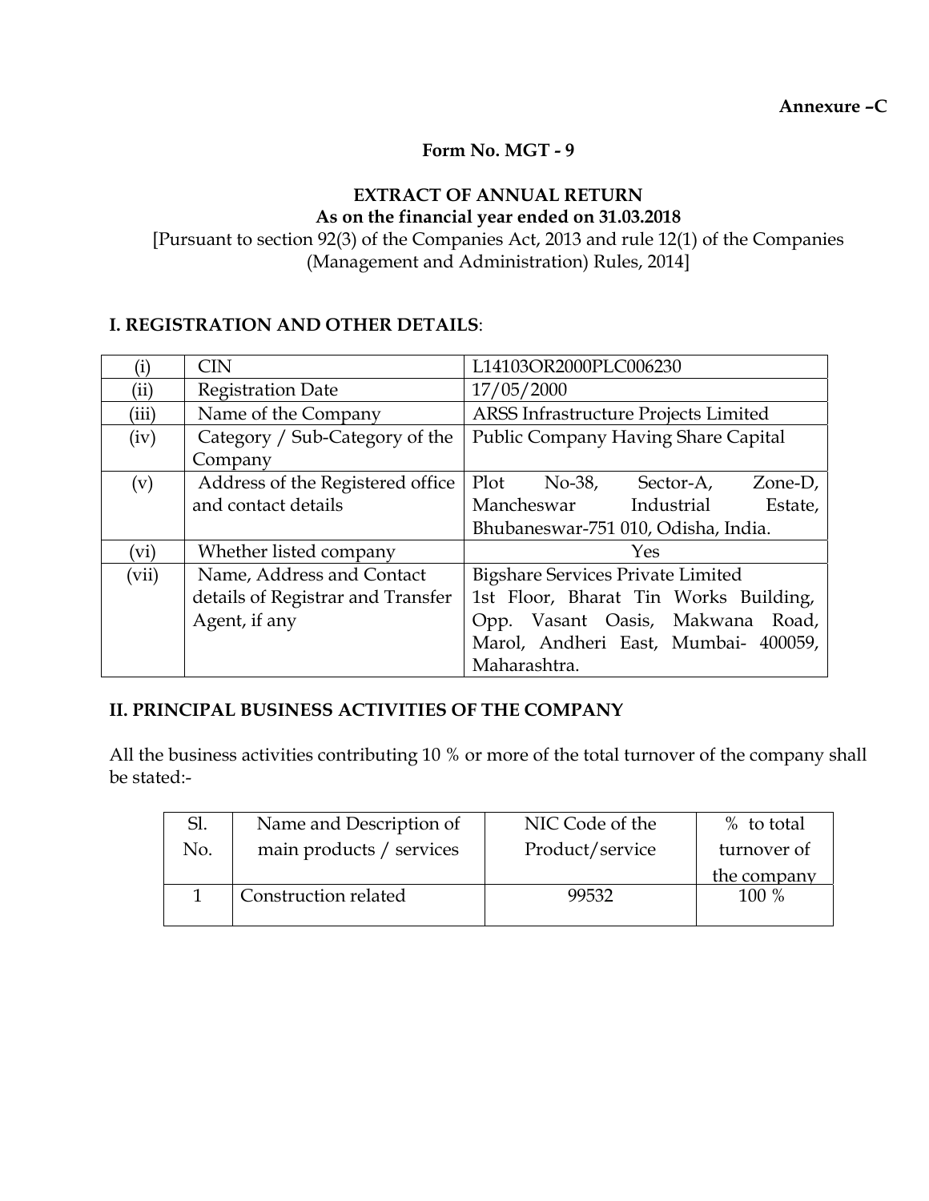**Annexure –C**

**Form No. MGT - 9**

**EXTRACT OF ANNUAL RETURN**
**As on the financial year ended on 31.03.2018**

[Pursuant to section 92(3) of the Companies Act, 2013 and rule 12(1) of the Companies (Management and Administration) Rules, 2014]

## I. REGISTRATION AND OTHER DETAILS:

| | | |
|---|---|---|
| (i) | CIN | L14103OR2000PLC006230 |
| (ii) | Registration Date | 17/05/2000 |
| (iii) | Name of the Company | ARSS Infrastructure Projects Limited |
| (iv) | Category / Sub-Category of the Company | Public Company Having Share Capital |
| (v) | Address of the Registered office and contact details | Plot No-38, Sector-A, Zone-D, Mancheswar Industrial Estate, Bhubaneswar-751 010, Odisha, India. |
| (vi) | Whether listed company | Yes |
| (vii) | Name, Address and Contact details of Registrar and Transfer Agent, if any | Bigshare Services Private Limited 1st Floor, Bharat Tin Works Building, Opp. Vasant Oasis, Makwana Road, Marol, Andheri East, Mumbai- 400059, Maharashtra. |

## II. PRINCIPAL BUSINESS ACTIVITIES OF THE COMPANY

All the business activities contributing 10 % or more of the total turnover of the company shall be stated:-

| Sl. No. | Name and Description of main products / services | NIC Code of the Product/service | % to total turnover of the company |
|---|---|---|---|
| 1 | Construction related | 99532 | 100 % |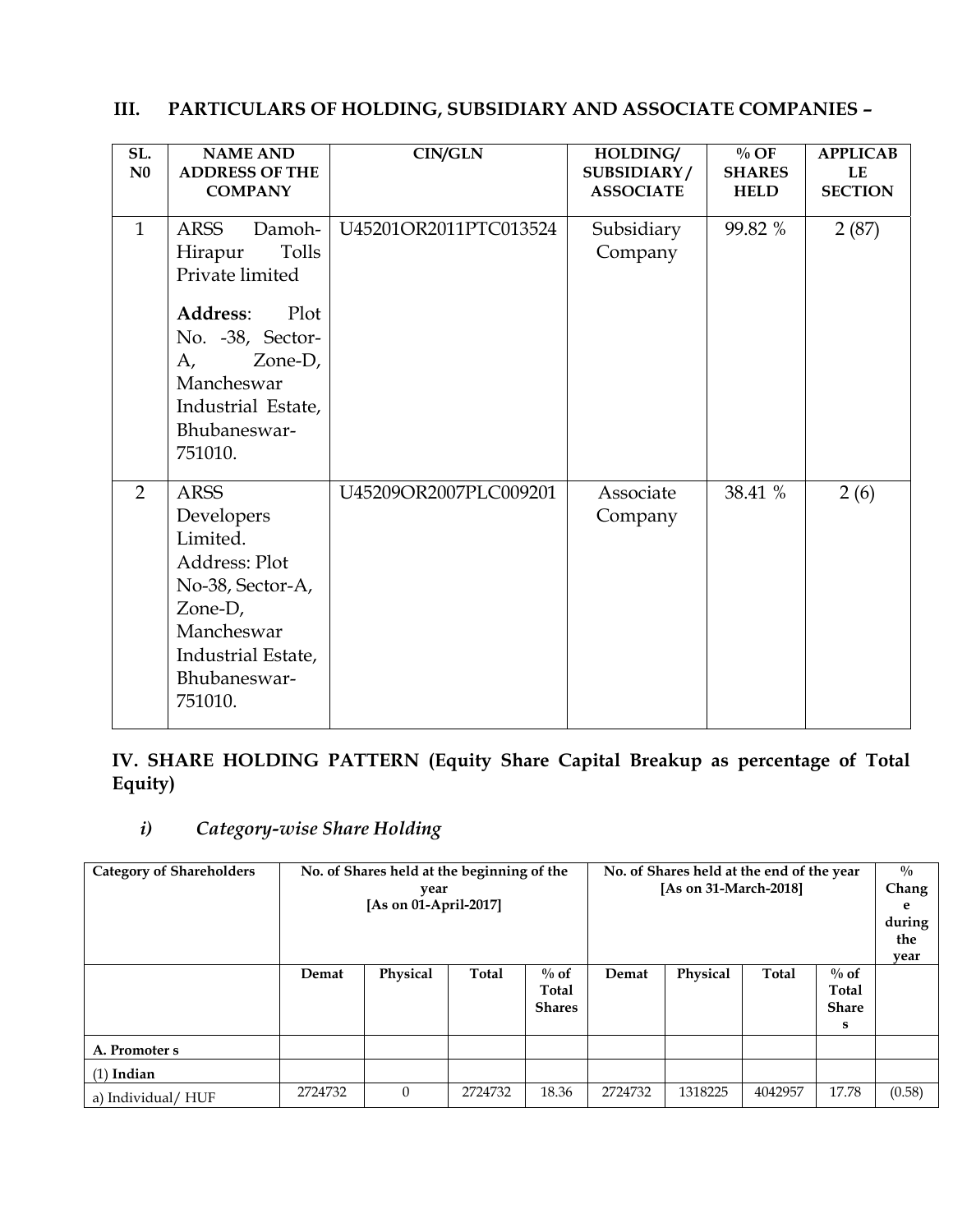## III. PARTICULARS OF HOLDING, SUBSIDIARY AND ASSOCIATE COMPANIES –

| SL. N0 | NAME AND ADDRESS OF THE COMPANY | CIN/GLN | HOLDING/ SUBSIDIARY / ASSOCIATE | % OF SHARES HELD | APPLICABLE SECTION |
|---|---|---|---|---|---|
| 1 | ARSS Damoh-Hirapur Tolls Private limited<br><br>**Address**: Plot No. -38, Sector-A, Zone-D, Mancheswar Industrial Estate, Bhubaneswar-751010. | U45201OR2011PTC013524 | Subsidiary Company | 99.82 % | 2 (87) |
| 2 | ARSS Developers Limited. Address: Plot No-38, Sector-A, Zone-D, Mancheswar Industrial Estate, Bhubaneswar-751010. | U45209OR2007PLC009201 | Associate Company | 38.41 % | 2 (6) |

## IV. SHARE HOLDING PATTERN (Equity Share Capital Breakup as percentage of Total Equity)

### *i) Category-wise Share Holding*

| Category of Shareholders | No. of Shares held at the beginning of the year [As on 01-April-2017] | | | | No. of Shares held at the end of the year [As on 31-March-2018] | | | | % Change during the year |
|---|---|---|---|---|---|---|---|---|---|
| | Demat | Physical | Total | % of Total Shares | Demat | Physical | Total | % of Total Shares | |
| **A. Promoter s** | | | | | | | | | |
| (1) **Indian** | | | | | | | | | |
| a) Individual/ HUF | 2724732 | 0 | 2724732 | 18.36 | 2724732 | 1318225 | 4042957 | 17.78 | (0.58) |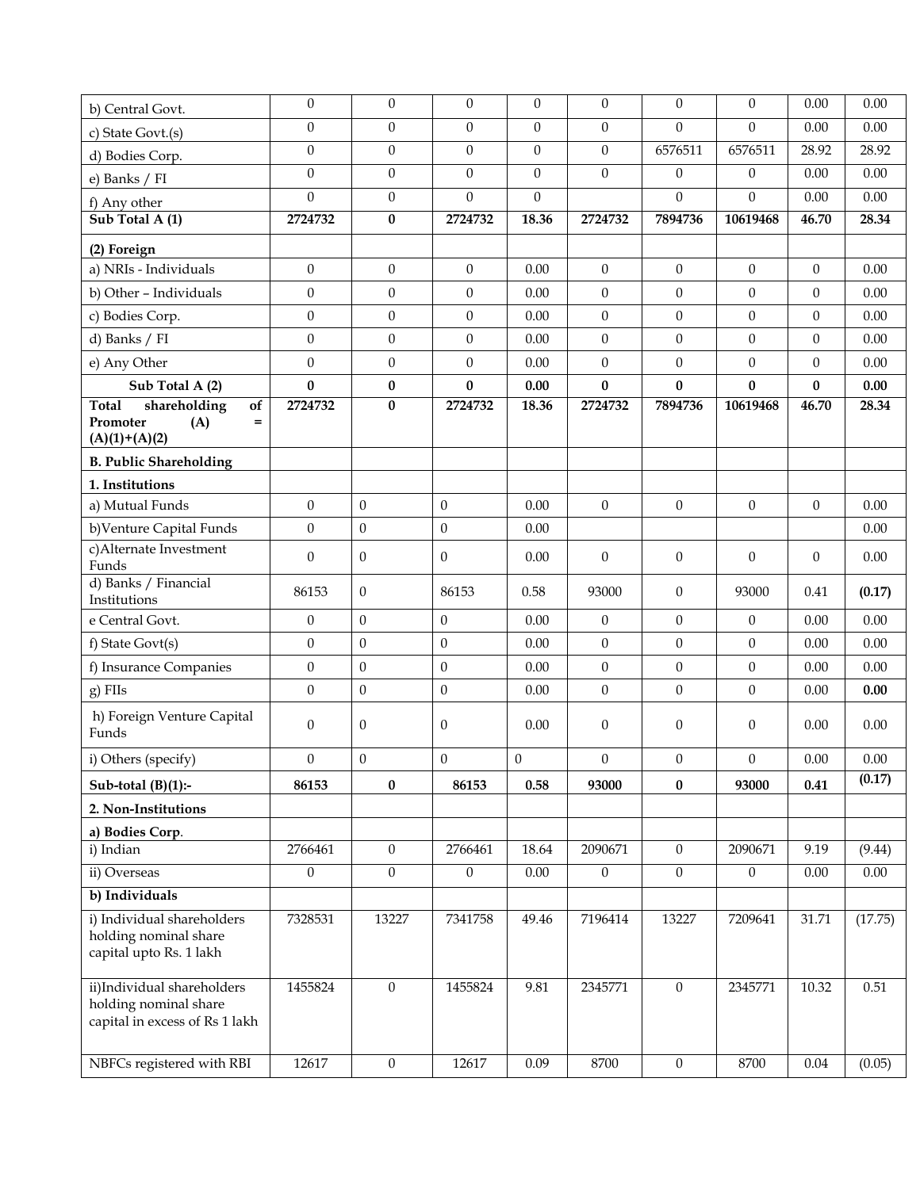| | | | | | | | | | |
|---|---|---|---|---|---|---|---|---|---|
| b) Central Govt. | 0 | 0 | 0 | 0 | 0 | 0 | 0 | 0.00 | 0.00 |
| c) State Govt.(s) | 0 | 0 | 0 | 0 | 0 | 0 | 0 | 0.00 | 0.00 |
| d) Bodies Corp. | 0 | 0 | 0 | 0 | 0 | 6576511 | 6576511 | 28.92 | 28.92 |
| e) Banks / FI | 0 | 0 | 0 | 0 | 0 | 0 | 0 | 0.00 | 0.00 |
| f) Any other | 0 | 0 | 0 | 0 | | 0 | 0 | 0.00 | 0.00 |
| **Sub Total A (1)** | **2724732** | **0** | **2724732** | **18.36** | **2724732** | **7894736** | **10619468** | **46.70** | **28.34** |
| **(2) Foreign** | | | | | | | | | |
| a) NRIs - Individuals | 0 | 0 | 0 | 0.00 | 0 | 0 | 0 | 0 | 0.00 |
| b) Other – Individuals | 0 | 0 | 0 | 0.00 | 0 | 0 | 0 | 0 | 0.00 |
| c) Bodies Corp. | 0 | 0 | 0 | 0.00 | 0 | 0 | 0 | 0 | 0.00 |
| d) Banks / FI | 0 | 0 | 0 | 0.00 | 0 | 0 | 0 | 0 | 0.00 |
| e) Any Other | 0 | 0 | 0 | 0.00 | 0 | 0 | 0 | 0 | 0.00 |
| **Sub Total A (2)** | **0** | **0** | **0** | **0.00** | **0** | **0** | **0** | **0** | **0.00** |
| **Total shareholding of Promoter (A) = (A)(1)+(A)(2)** | **2724732** | **0** | **2724732** | **18.36** | **2724732** | **7894736** | **10619468** | **46.70** | **28.34** |
| **B. Public Shareholding** | | | | | | | | | |
| **1. Institutions** | | | | | | | | | |
| a) Mutual Funds | 0 | 0 | 0 | 0.00 | 0 | 0 | 0 | 0 | 0.00 |
| b)Venture Capital Funds | 0 | 0 | 0 | 0.00 | | | | | 0.00 |
| c)Alternate Investment Funds | 0 | 0 | 0 | 0.00 | 0 | 0 | 0 | 0 | 0.00 |
| d) Banks / Financial Institutions | 86153 | 0 | 86153 | 0.58 | 93000 | 0 | 93000 | 0.41 | **(0.17)** |
| e Central Govt. | 0 | 0 | 0 | 0.00 | 0 | 0 | 0 | 0.00 | 0.00 |
| f) State Govt(s) | 0 | 0 | 0 | 0.00 | 0 | 0 | 0 | 0.00 | 0.00 |
| f) Insurance Companies | 0 | 0 | 0 | 0.00 | 0 | 0 | 0 | 0.00 | 0.00 |
| g) FIIs | 0 | 0 | 0 | 0.00 | 0 | 0 | 0 | 0.00 | **0.00** |
| h) Foreign Venture Capital Funds | 0 | 0 | 0 | 0.00 | 0 | 0 | 0 | 0.00 | 0.00 |
| i) Others (specify) | 0 | 0 | 0 | 0 | 0 | 0 | 0 | 0.00 | 0.00 |
| **Sub-total (B)(1):-** | **86153** | **0** | **86153** | **0.58** | **93000** | **0** | **93000** | **0.41** | **(0.17)** |
| **2. Non-Institutions** | | | | | | | | | |
| **a) Bodies Corp.** | | | | | | | | | |
| i) Indian | 2766461 | 0 | 2766461 | 18.64 | 2090671 | 0 | 2090671 | 9.19 | (9.44) |
| ii) Overseas | 0 | 0 | 0 | 0.00 | 0 | 0 | 0 | 0.00 | 0.00 |
| **b) Individuals** | | | | | | | | | |
| i) Individual shareholders holding nominal share capital upto Rs. 1 lakh | 7328531 | 13227 | 7341758 | 49.46 | 7196414 | 13227 | 7209641 | 31.71 | (17.75) |
| ii)Individual shareholders holding nominal share capital in excess of Rs 1 lakh | 1455824 | 0 | 1455824 | 9.81 | 2345771 | 0 | 2345771 | 10.32 | 0.51 |
| NBFCs registered with RBI | 12617 | 0 | 12617 | 0.09 | 8700 | 0 | 8700 | 0.04 | (0.05) |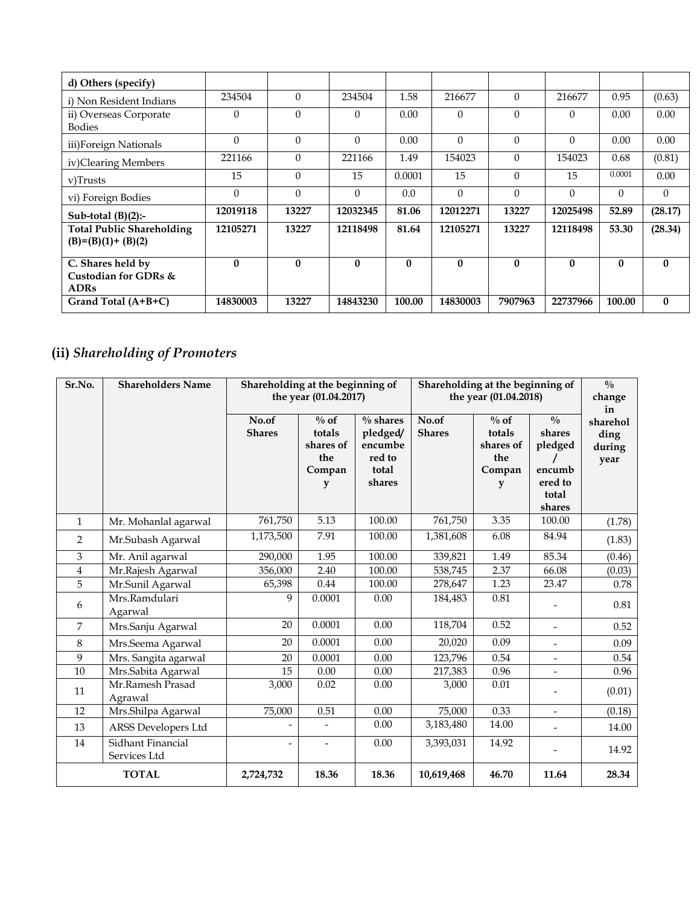| d) Others (specify) | | | | | | | | | |
|---|---|---|---|---|---|---|---|---|---|
| i) Non Resident Indians | 234504 | 0 | 234504 | 1.58 | 216677 | 0 | 216677 | 0.95 | (0.63) |
| ii) Overseas Corporate Bodies | 0 | 0 | 0 | 0.00 | 0 | 0 | 0 | 0.00 | 0.00 |
| iii)Foreign Nationals | 0 | 0 | 0 | 0.00 | 0 | 0 | 0 | 0.00 | 0.00 |
| iv)Clearing Members | 221166 | 0 | 221166 | 1.49 | 154023 | 0 | 154023 | 0.68 | (0.81) |
| v)Trusts | 15 | 0 | 15 | 0.0001 | 15 | 0 | 15 | 0.0001 | 0.00 |
| vi) Foreign Bodies | 0 | 0 | 0 | 0.0 | 0 | 0 | 0 | 0 | 0 |
| **Sub-total (B)(2):-** | **12019118** | **13227** | **12032345** | **81.06** | **12012271** | **13227** | **12025498** | **52.89** | **(28.17)** |
| **Total Public Shareholding (B)=(B)(1)+ (B)(2)** | **12105271** | **13227** | **12118498** | **81.64** | **12105271** | **13227** | **12118498** | **53.30** | **(28.34)** |
| **C. Shares held by Custodian for GDRs & ADRs** | **0** | **0** | **0** | **0** | **0** | **0** | **0** | **0** | **0** |
| **Grand Total (A+B+C)** | **14830003** | **13227** | **14843230** | **100.00** | **14830003** | **7907963** | **22737966** | **100.00** | **0** |

## (ii) *Shareholding of Promoters*

| Sr.No. | Shareholders Name | Shareholding at the beginning of the year (01.04.2017) | | | Shareholding at the beginning of the year (01.04.2018) | | | % change in shareholding during year |
|---|---|---|---|---|---|---|---|---|
| | | No.of Shares | % of totals shares of the Company | % shares pledged/ encumbered to total shares | No.of Shares | % of totals shares of the Company | % shares pledged / encumbered to total shares | |
| 1 | Mr. Mohanlal agarwal | 761,750 | 5.13 | 100.00 | 761,750 | 3.35 | 100.00 | (1.78) |
| 2 | Mr.Subash Agarwal | 1,173,500 | 7.91 | 100.00 | 1,381,608 | 6.08 | 84.94 | (1.83) |
| 3 | Mr. Anil agarwal | 290,000 | 1.95 | 100.00 | 339,821 | 1.49 | 85.34 | (0.46) |
| 4 | Mr.Rajesh Agarwal | 356,000 | 2.40 | 100.00 | 538,745 | 2.37 | 66.08 | (0.03) |
| 5 | Mr.Sunil Agarwal | 65,398 | 0.44 | 100.00 | 278,647 | 1.23 | 23.47 | 0.78 |
| 6 | Mrs.Ramdulari Agarwal | 9 | 0.0001 | 0.00 | 184,483 | 0.81 | - | 0.81 |
| 7 | Mrs.Sanju Agarwal | 20 | 0.0001 | 0.00 | 118,704 | 0.52 | - | 0.52 |
| 8 | Mrs.Seema Agarwal | 20 | 0.0001 | 0.00 | 20,020 | 0.09 | - | 0.09 |
| 9 | Mrs. Sangita agarwal | 20 | 0.0001 | 0.00 | 123,796 | 0.54 | - | 0.54 |
| 10 | Mrs.Sabita Agarwal | 15 | 0.00 | 0.00 | 217,383 | 0.96 | - | 0.96 |
| 11 | Mr.Ramesh Prasad Agrawal | 3,000 | 0.02 | 0.00 | 3,000 | 0.01 | - | (0.01) |
| 12 | Mrs.Shilpa Agarwal | 75,000 | 0.51 | 0.00 | 75,000 | 0.33 | - | (0.18) |
| 13 | ARSS Developers Ltd | - | - | 0.00 | 3,183,480 | 14.00 | - | 14.00 |
| 14 | Sidhant Financial Services Ltd | - | - | 0.00 | 3,393,031 | 14.92 | - | 14.92 |
| **TOTAL** | | **2,724,732** | **18.36** | **18.36** | **10,619,468** | **46.70** | **11.64** | **28.34** |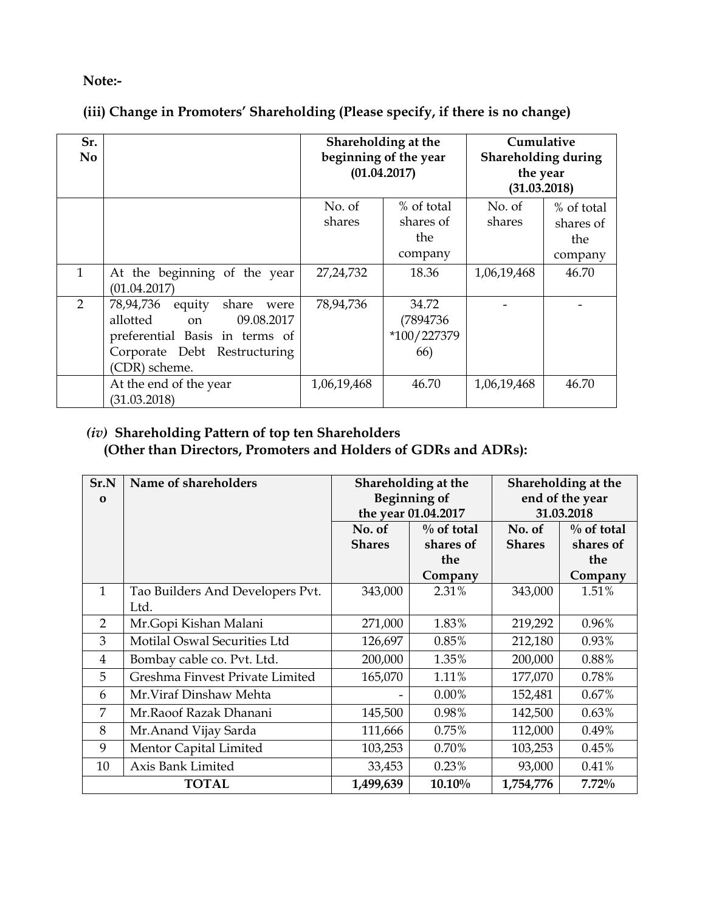**Note:-**

**(iii) Change in Promoters' Shareholding (Please specify, if there is no change)**

| Sr. No | | Shareholding at the beginning of the year (01.04.2017) | | Cumulative Shareholding during the year (31.03.2018) | |
|---|---|---|---|---|---|
| | | No. of shares | % of total shares of the company | No. of shares | % of total shares of the company |
| 1 | At the beginning of the year (01.04.2017) | 27,24,732 | 18.36 | 1,06,19,468 | 46.70 |
| 2 | 78,94,736 equity share were allotted on 09.08.2017 preferential Basis in terms of Corporate Debt Restructuring (CDR) scheme. | 78,94,736 | 34.72 (7894736 *100/22737966) | - | - |
| | At the end of the year (31.03.2018) | 1,06,19,468 | 46.70 | 1,06,19,468 | 46.70 |

***(iv)* Shareholding Pattern of top ten Shareholders (Other than Directors, Promoters and Holders of GDRs and ADRs):**

| Sr.No | Name of shareholders | Shareholding at the Beginning of the year 01.04.2017 | | Shareholding at the end of the year 31.03.2018 | |
|---|---|---|---|---|---|
| | | No. of Shares | % of total shares of the Company | No. of Shares | % of total shares of the Company |
| 1 | Tao Builders And Developers Pvt. Ltd. | 343,000 | 2.31% | 343,000 | 1.51% |
| 2 | Mr.Gopi Kishan Malani | 271,000 | 1.83% | 219,292 | 0.96% |
| 3 | Motilal Oswal Securities Ltd | 126,697 | 0.85% | 212,180 | 0.93% |
| 4 | Bombay cable co. Pvt. Ltd. | 200,000 | 1.35% | 200,000 | 0.88% |
| 5 | Greshma Finvest Private Limited | 165,070 | 1.11% | 177,070 | 0.78% |
| 6 | Mr.Viraf Dinshaw Mehta | - | 0.00% | 152,481 | 0.67% |
| 7 | Mr.Raoof Razak Dhanani | 145,500 | 0.98% | 142,500 | 0.63% |
| 8 | Mr.Anand Vijay Sarda | 111,666 | 0.75% | 112,000 | 0.49% |
| 9 | Mentor Capital Limited | 103,253 | 0.70% | 103,253 | 0.45% |
| 10 | Axis Bank Limited | 33,453 | 0.23% | 93,000 | 0.41% |
| | **TOTAL** | **1,499,639** | **10.10%** | **1,754,776** | **7.72%** |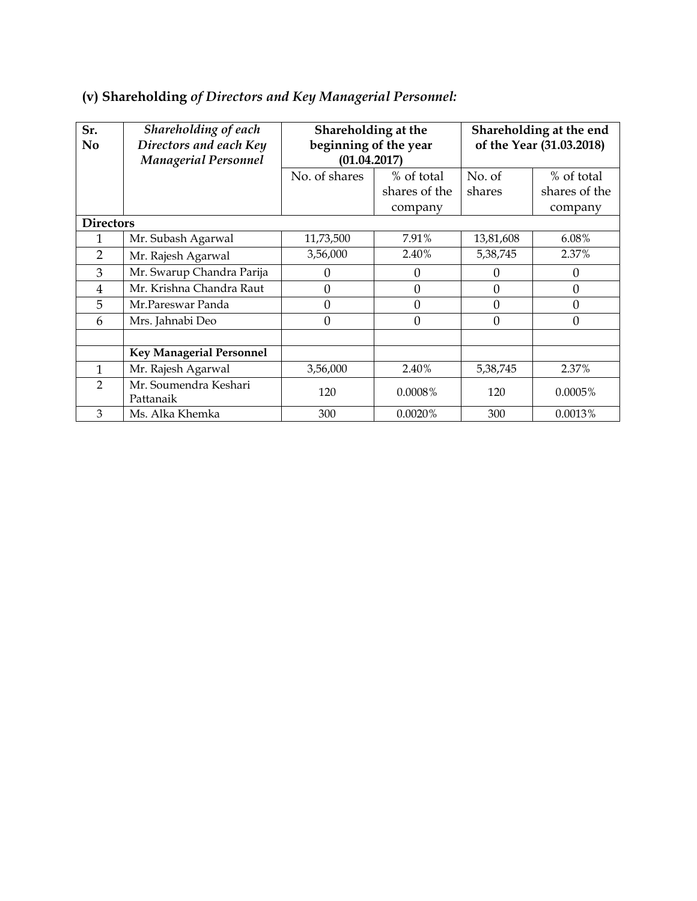## (v) Shareholding *of Directors and Key Managerial Personnel:*

| Sr. No | *Shareholding of each Directors and each Key Managerial Personnel* | Shareholding at the beginning of the year (01.04.2017) | | Shareholding at the end of the Year (31.03.2018) | |
|---|---|---|---|---|---|
| | | No. of shares | % of total shares of the company | No. of shares | % of total shares of the company |
| **Directors** | | | | | |
| 1 | Mr. Subash Agarwal | 11,73,500 | 7.91% | 13,81,608 | 6.08% |
| 2 | Mr. Rajesh Agarwal | 3,56,000 | 2.40% | 5,38,745 | 2.37% |
| 3 | Mr. Swarup Chandra Parija | 0 | 0 | 0 | 0 |
| 4 | Mr. Krishna Chandra Raut | 0 | 0 | 0 | 0 |
| 5 | Mr.Pareswar Panda | 0 | 0 | 0 | 0 |
| 6 | Mrs. Jahnabi Deo | 0 | 0 | 0 | 0 |
| | | | | | |
| | **Key Managerial Personnel** | | | | |
| 1 | Mr. Rajesh Agarwal | 3,56,000 | 2.40% | 5,38,745 | 2.37% |
| 2 | Mr. Soumendra Keshari Pattanaik | 120 | 0.0008% | 120 | 0.0005% |
| 3 | Ms. Alka Khemka | 300 | 0.0020% | 300 | 0.0013% |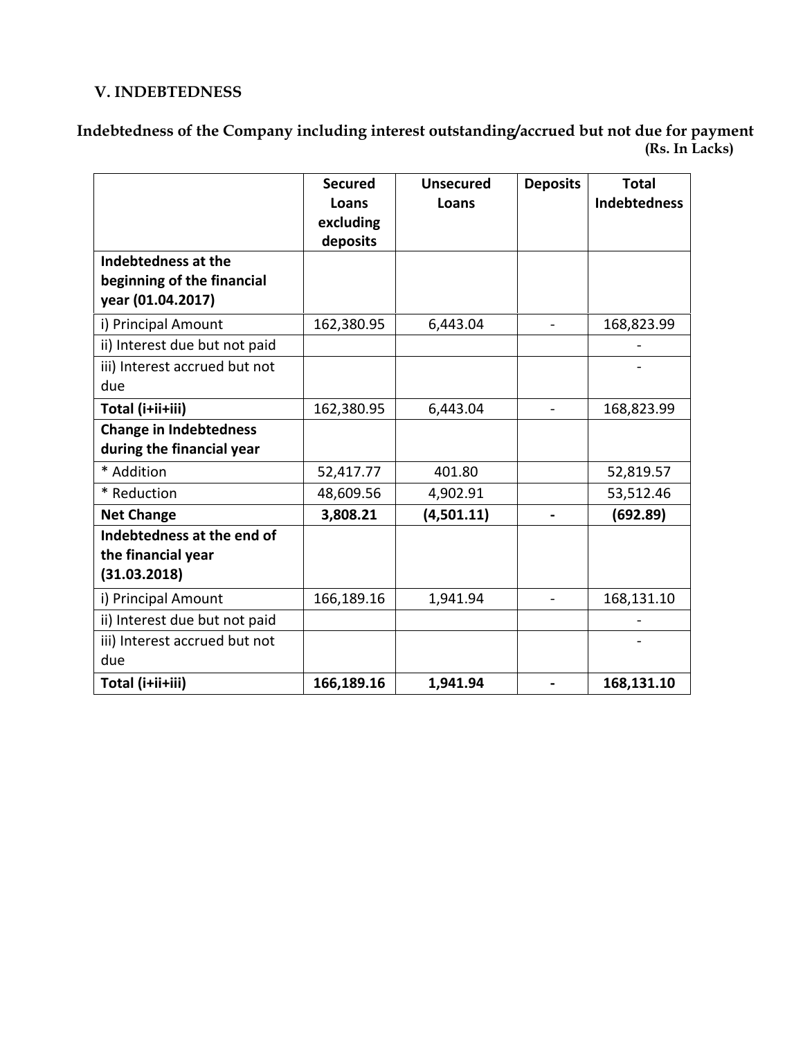## V. INDEBTEDNESS

**Indebtedness of the Company including interest outstanding/accrued but not due for payment**

**(Rs. In Lacks)**

| | Secured Loans excluding deposits | Unsecured Loans | Deposits | Total Indebtedness |
|---|---|---|---|---|
| **Indebtedness at the beginning of the financial year (01.04.2017)** | | | | |
| i) Principal Amount | 162,380.95 | 6,443.04 | - | 168,823.99 |
| ii) Interest due but not paid | | | | - |
| iii) Interest accrued but not due | | | | - |
| **Total (i+ii+iii)** | 162,380.95 | 6,443.04 | - | 168,823.99 |
| **Change in Indebtedness during the financial year** | | | | |
| * Addition | 52,417.77 | 401.80 | | 52,819.57 |
| * Reduction | 48,609.56 | 4,902.91 | | 53,512.46 |
| **Net Change** | **3,808.21** | **(4,501.11)** | **-** | **(692.89)** |
| **Indebtedness at the end of the financial year (31.03.2018)** | | | | |
| i) Principal Amount | 166,189.16 | 1,941.94 | - | 168,131.10 |
| ii) Interest due but not paid | | | | - |
| iii) Interest accrued but not due | | | | - |
| **Total (i+ii+iii)** | **166,189.16** | **1,941.94** | **-** | **168,131.10** |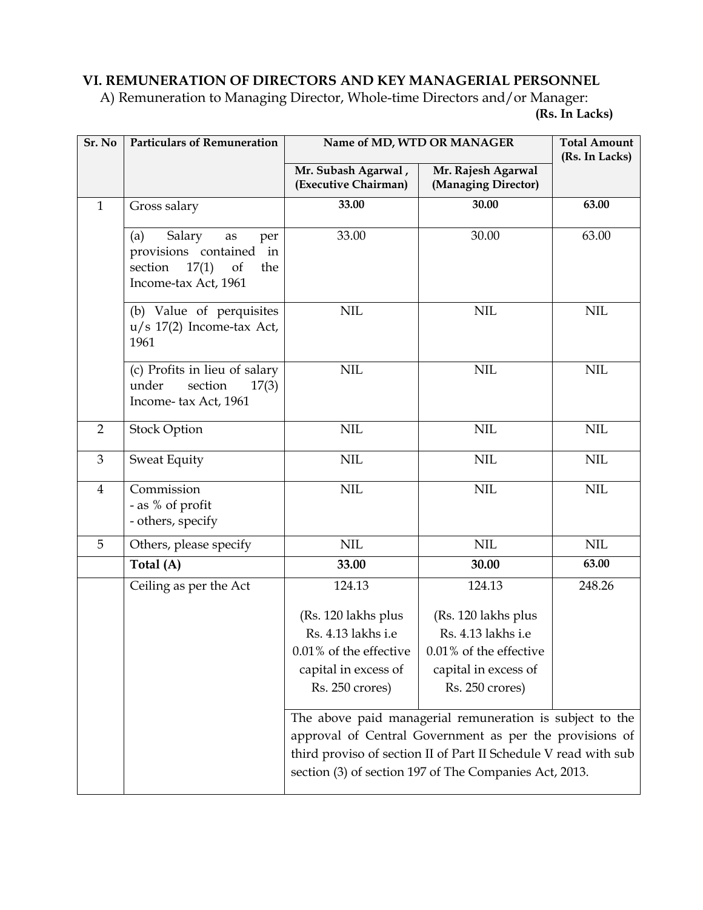## VI. REMUNERATION OF DIRECTORS AND KEY MANAGERIAL PERSONNEL

A) Remuneration to Managing Director, Whole-time Directors and/or Manager:

**(Rs. In Lacks)**

| Sr. No | Particulars of Remuneration | Name of MD, WTD OR MANAGER | | Total Amount (Rs. In Lacks) |
|---|---|---|---|---|
| | | Mr. Subash Agarwal , (Executive Chairman) | Mr. Rajesh Agarwal (Managing Director) | |
| 1 | Gross salary | **33.00** | **30.00** | **63.00** |
| | (a) Salary as per provisions contained in section 17(1) of the Income-tax Act, 1961 | 33.00 | 30.00 | 63.00 |
| | (b) Value of perquisites u/s 17(2) Income-tax Act, 1961 | NIL | NIL | NIL |
| | (c) Profits in lieu of salary under section 17(3) Income- tax Act, 1961 | NIL | NIL | NIL |
| 2 | Stock Option | NIL | NIL | NIL |
| 3 | Sweat Equity | NIL | NIL | NIL |
| 4 | Commission<br>- as % of profit<br>- others, specify | NIL | NIL | NIL |
| 5 | Others, please specify | NIL | NIL | NIL |
| | **Total (A)** | **33.00** | **30.00** | **63.00** |
| | Ceiling as per the Act | 124.13<br><br>(Rs. 120 lakhs plus Rs. 4.13 lakhs i.e 0.01% of the effective capital in excess of Rs. 250 crores) | 124.13<br><br>(Rs. 120 lakhs plus Rs. 4.13 lakhs i.e 0.01% of the effective capital in excess of Rs. 250 crores) | 248.26 |
| | | The above paid managerial remuneration is subject to the approval of Central Government as per the provisions of third proviso of section II of Part II Schedule V read with sub section (3) of section 197 of The Companies Act, 2013. | | |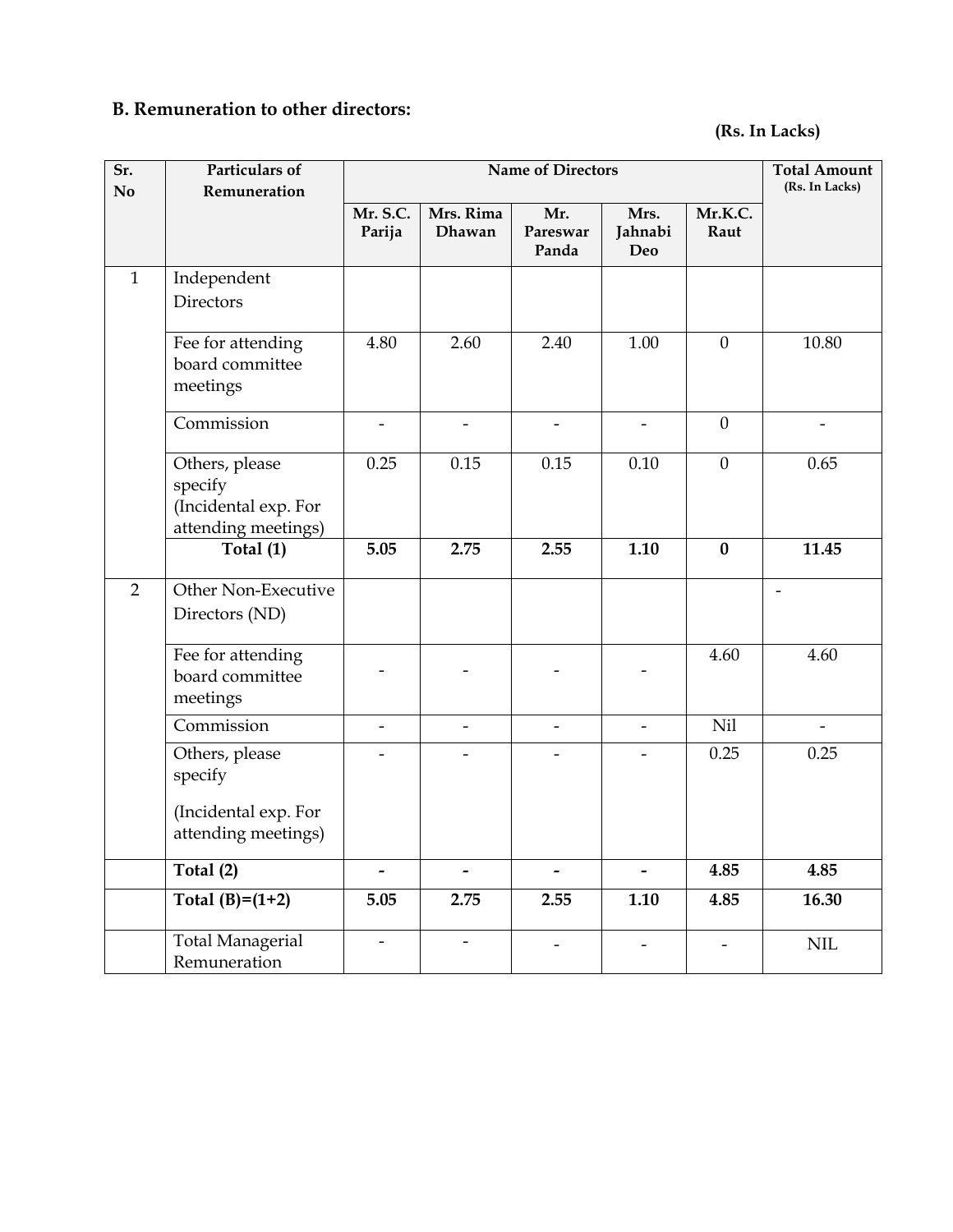## B. Remuneration to other directors:

**(Rs. In Lacks)**

| Sr. No | Particulars of Remuneration | Name of Directors | | | | | Total Amount (Rs. In Lacks) |
|---|---|---|---|---|---|---|---|
| | | Mr. S.C. Parija | Mrs. Rima Dhawan | Mr. Pareswar Panda | Mrs. Jahnabi Deo | Mr.K.C. Raut | |
| 1 | Independent Directors | | | | | | |
| | Fee for attending board committee meetings | 4.80 | 2.60 | 2.40 | 1.00 | 0 | 10.80 |
| | Commission | - | - | - | - | 0 | - |
| | Others, please specify (Incidental exp. For attending meetings) | 0.25 | 0.15 | 0.15 | 0.10 | 0 | 0.65 |
| | **Total (1)** | **5.05** | **2.75** | **2.55** | **1.10** | **0** | **11.45** |
| 2 | Other Non-Executive Directors (ND) | | | | | | - |
| | Fee for attending board committee meetings | - | - | - | - | 4.60 | 4.60 |
| | Commission | - | - | - | - | Nil | - |
| | Others, please specify (Incidental exp. For attending meetings) | - | - | - | - | 0.25 | 0.25 |
| | **Total (2)** | **-** | **-** | **-** | **-** | **4.85** | **4.85** |
| | **Total (B)=(1+2)** | **5.05** | **2.75** | **2.55** | **1.10** | **4.85** | **16.30** |
| | Total Managerial Remuneration | - | - | - | - | - | NIL |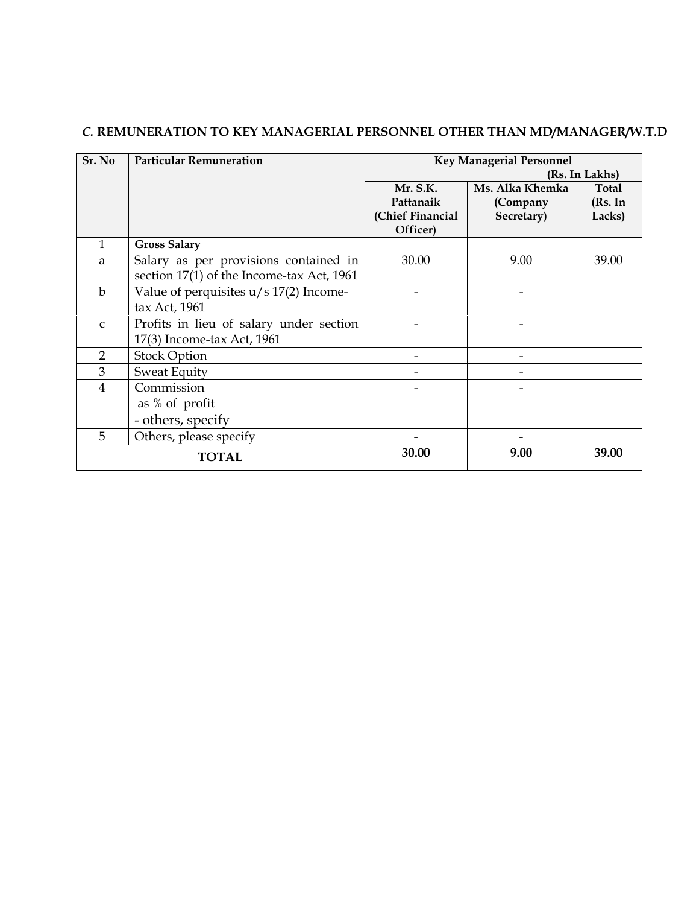### *C.* REMUNERATION TO KEY MANAGERIAL PERSONNEL OTHER THAN MD/MANAGER/W.T.D

| Sr. No | Particular Remuneration | Key Managerial Personnel (Rs. In Lakhs) | | |
|---|---|---|---|---|
| | | **Mr. S.K. Pattanaik (Chief Financial Officer)** | **Ms. Alka Khemka (Company Secretary)** | **Total (Rs. In Lacks)** |
| 1 | **Gross Salary** | | | |
| a | Salary as per provisions contained in section 17(1) of the Income-tax Act, 1961 | 30.00 | 9.00 | 39.00 |
| b | Value of perquisites u/s 17(2) Income-tax Act, 1961 | - | - | |
| c | Profits in lieu of salary under section 17(3) Income-tax Act, 1961 | - | - | |
| 2 | Stock Option | - | - | |
| 3 | Sweat Equity | - | - | |
| 4 | Commission<br>as % of profit<br>- others, specify | - | - | |
| 5 | Others, please specify | - | - | |
| | **TOTAL** | **30.00** | **9.00** | **39.00** |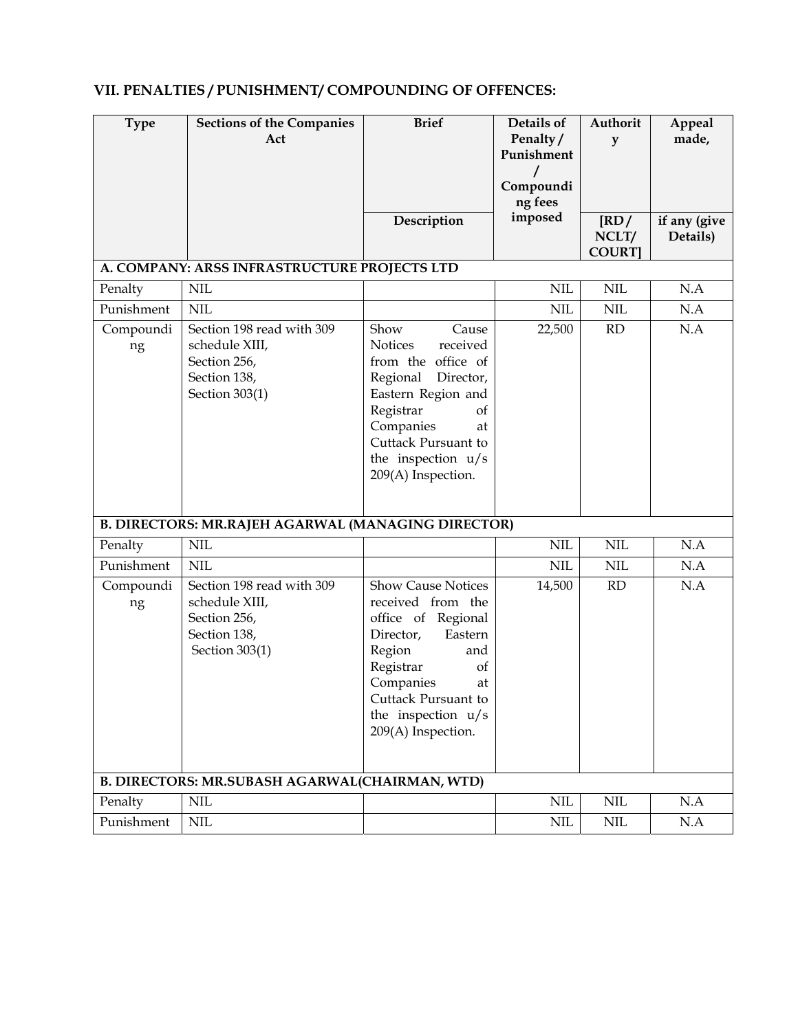## VII. PENALTIES / PUNISHMENT/ COMPOUNDING OF OFFENCES:

| Type | Sections of the Companies Act | Brief Description | Details of Penalty / Punishment / Compounding fees imposed | Authority [RD / NCLT/ COURT] | Appeal made, if any (give Details) |
|---|---|---|---|---|---|
| **A. COMPANY: ARSS INFRASTRUCTURE PROJECTS LTD** | | | | | |
| Penalty | NIL | | NIL | NIL | N.A |
| Punishment | NIL | | NIL | NIL | N.A |
| Compounding | Section 198 read with 309 schedule XIII, Section 256, Section 138, Section 303(1) | Show Cause Notices received from the office of Regional Director, Eastern Region and Registrar of Companies at Cuttack Pursuant to the inspection u/s 209(A) Inspection. | 22,500 | RD | N.A |
| **B. DIRECTORS: MR.RAJEH AGARWAL (MANAGING DIRECTOR)** | | | | | |
| Penalty | NIL | | NIL | NIL | N.A |
| Punishment | NIL | | NIL | NIL | N.A |
| Compounding | Section 198 read with 309 schedule XIII, Section 256, Section 138, Section 303(1) | Show Cause Notices received from the office of Regional Director, Eastern Region and Registrar of Companies at Cuttack Pursuant to the inspection u/s 209(A) Inspection. | 14,500 | RD | N.A |
| **B. DIRECTORS: MR.SUBASH AGARWAL(CHAIRMAN, WTD)** | | | | | |
| Penalty | NIL | | NIL | NIL | N.A |
| Punishment | NIL | | NIL | NIL | N.A |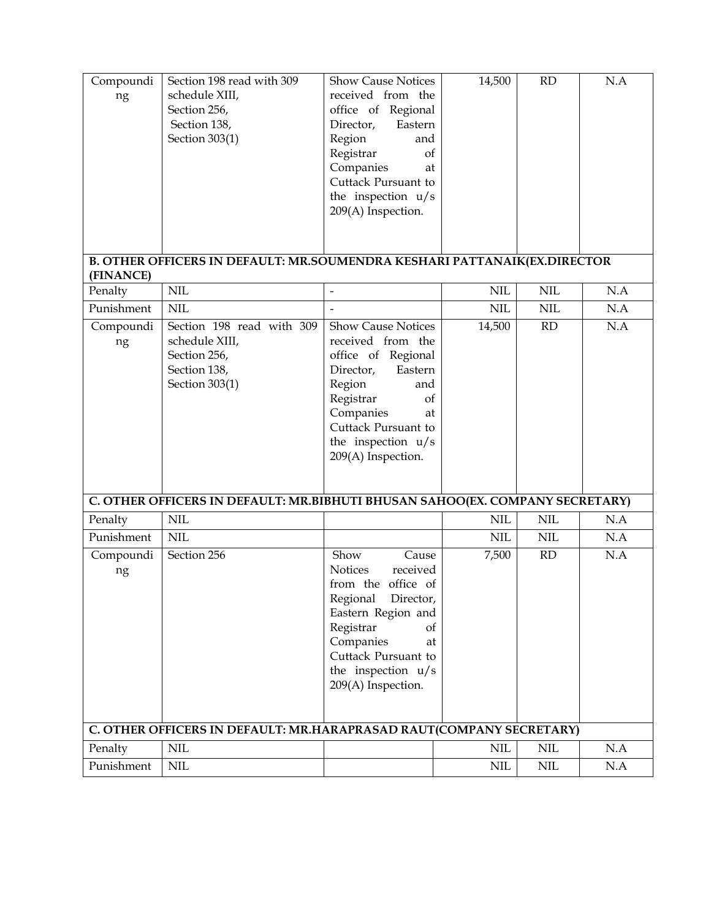| | | | | | |
|---|---|---|---|---|---|
| Compounding | Section 198 read with 309 schedule XIII, Section 256, Section 138, Section 303(1) | Show Cause Notices received from the office of Regional Director, Eastern Region and Registrar of Companies at Cuttack Pursuant to the inspection u/s 209(A) Inspection. | 14,500 | RD | N.A |
| **B. OTHER OFFICERS IN DEFAULT: MR.SOUMENDRA KESHARI PATTANAIK(EX.DIRECTOR (FINANCE)** | | | | | |
| Penalty | NIL | - | NIL | NIL | N.A |
| Punishment | NIL | - | NIL | NIL | N.A |
| Compounding | Section 198 read with 309 schedule XIII, Section 256, Section 138, Section 303(1) | Show Cause Notices received from the office of Regional Director, Eastern Region and Registrar of Companies at Cuttack Pursuant to the inspection u/s 209(A) Inspection. | 14,500 | RD | N.A |
| **C. OTHER OFFICERS IN DEFAULT: MR.BIBHUTI BHUSAN SAHOO(EX. COMPANY SECRETARY)** | | | | | |
| Penalty | NIL | | NIL | NIL | N.A |
| Punishment | NIL | | NIL | NIL | N.A |
| Compounding | Section 256 | Show Cause Notices received from the office of Regional Director, Eastern Region and Registrar of Companies at Cuttack Pursuant to the inspection u/s 209(A) Inspection. | 7,500 | RD | N.A |
| **C. OTHER OFFICERS IN DEFAULT: MR.HARAPRASAD RAUT(COMPANY SECRETARY)** | | | | | |
| Penalty | NIL | | NIL | NIL | N.A |
| Punishment | NIL | | NIL | NIL | N.A |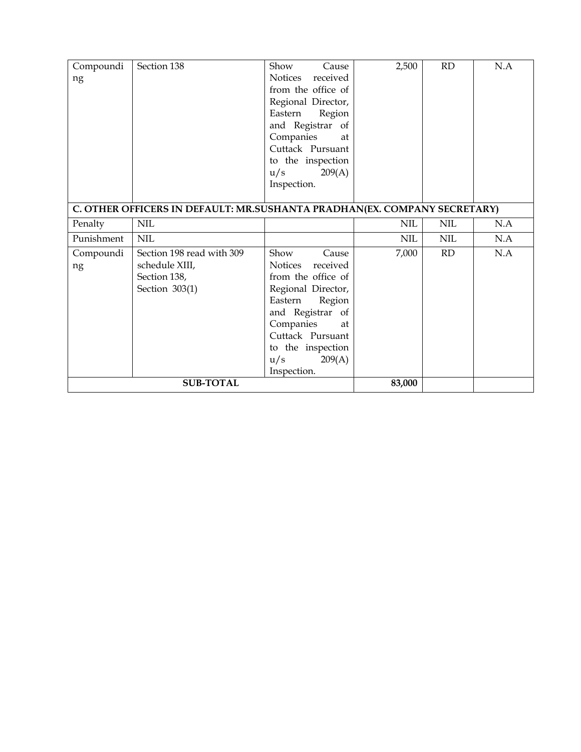| | | | | | |
|---|---|---|---|---|---|
| Compounding | Section 138 | Show Cause Notices received from the office of Regional Director, Eastern Region and Registrar of Companies at Cuttack Pursuant to the inspection u/s 209(A) Inspection. | 2,500 | RD | N.A |
| **C. OTHER OFFICERS IN DEFAULT: MR.SUSHANTA PRADHAN(EX. COMPANY SECRETARY)** | | | | | |
| Penalty | NIL | | NIL | NIL | N.A |
| Punishment | NIL | | NIL | NIL | N.A |
| Compounding | Section 198 read with 309 schedule XIII, Section 138, Section 303(1) | Show Cause Notices received from the office of Regional Director, Eastern Region and Registrar of Companies at Cuttack Pursuant to the inspection u/s 209(A) Inspection. | 7,000 | RD | N.A |
| **SUB-TOTAL** | | | **83,000** | | |